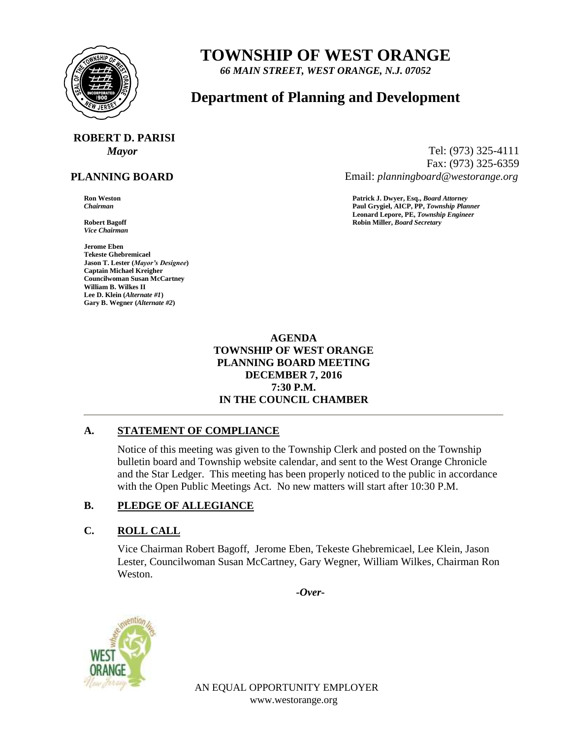# TOWNSHIP OF WEST ORANGE

*66 MAIN STREET, WEST ORANGE, N.J. 07052*

## Department of Planning and Development

**ROBERT D. PARISI**
*Mayor*

Tel: (973) 325-4111
Fax: (973) 325-6359
Email: *planningboard@westorange.org*

**PLANNING BOARD**

**Ron Weston**
*Chairman*

**Robert Bagoff**
*Vice Chairman*

**Jerome Eben**
**Tekeste Ghebremicael**
**Jason T. Lester (*Mayor's Designee*)**
**Captain Michael Kreigher**
**Councilwoman Susan McCartney**
**William B. Wilkes II**
**Lee D. Klein (*Alternate #1*)**
**Gary B. Wegner (*Alternate #2*)**

**Patrick J. Dwyer, Esq., *Board Attorney***
**Paul Grygiel, AICP, PP, *Township Planner***
**Leonard Lepore, PE, *Township Engineer***
**Robin Miller, *Board Secretary***

**AGENDA**
**TOWNSHIP OF WEST ORANGE**
**PLANNING BOARD MEETING**
**DECEMBER 7, 2016**
**7:30 P.M.**
**IN THE COUNCIL CHAMBER**

---

### A. STATEMENT OF COMPLIANCE

Notice of this meeting was given to the Township Clerk and posted on the Township bulletin board and Township website calendar, and sent to the West Orange Chronicle and the Star Ledger. This meeting has been properly noticed to the public in accordance with the Open Public Meetings Act. No new matters will start after 10:30 P.M.

### B. PLEDGE OF ALLEGIANCE

### C. ROLL CALL

Vice Chairman Robert Bagoff, Jerome Eben, Tekeste Ghebremicael, Lee Klein, Jason Lester, Councilwoman Susan McCartney, Gary Wegner, William Wilkes, Chairman Ron Weston.

*-Over-*

AN EQUAL OPPORTUNITY EMPLOYER
www.westorange.org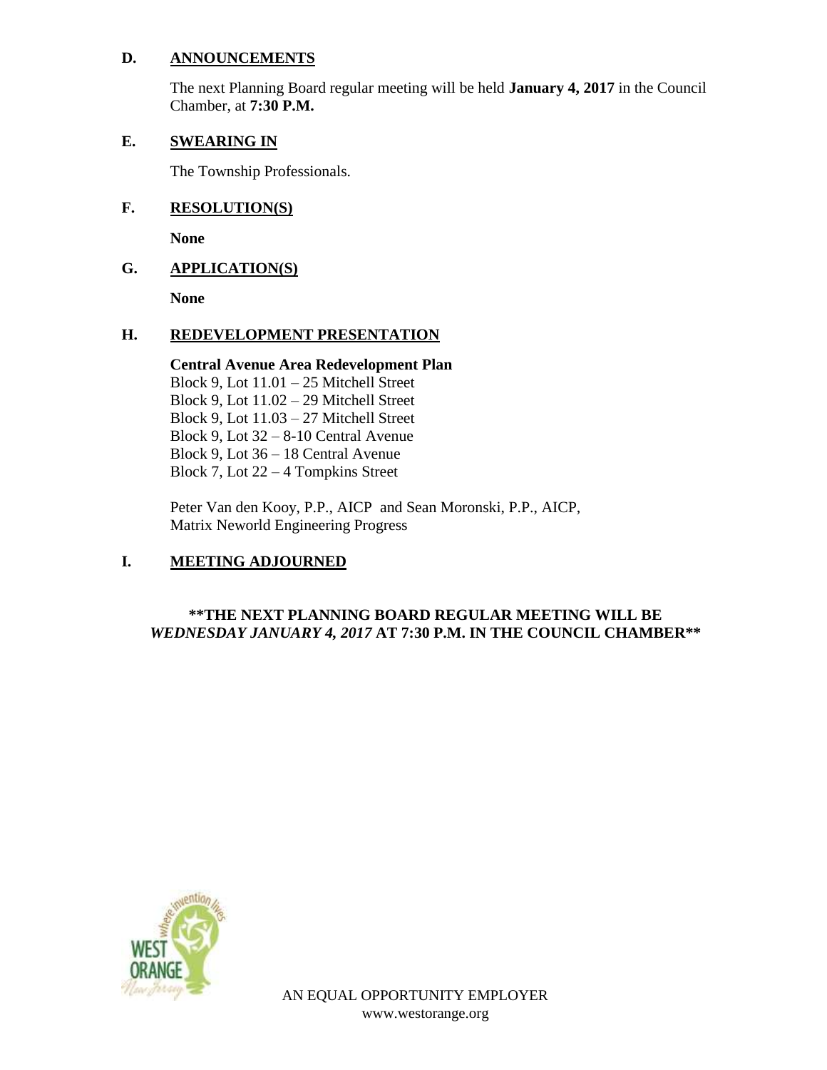**D. ANNOUNCEMENTS**

The next Planning Board regular meeting will be held **January 4, 2017** in the Council Chamber, at **7:30 P.M.**

**E. SWEARING IN**

The Township Professionals.

**F. RESOLUTION(S)**

**None**

**G. APPLICATION(S)**

**None**

**H. REDEVELOPMENT PRESENTATION**

**Central Avenue Area Redevelopment Plan**
Block 9, Lot 11.01 – 25 Mitchell Street
Block 9, Lot 11.02 – 29 Mitchell Street
Block 9, Lot 11.03 – 27 Mitchell Street
Block 9, Lot 32 – 8-10 Central Avenue
Block 9, Lot 36 – 18 Central Avenue
Block 7, Lot 22 – 4 Tompkins Street

Peter Van den Kooy, P.P., AICP and Sean Moronski, P.P., AICP,
Matrix Neworld Engineering Progress

**I. MEETING ADJOURNED**

**\*\*THE NEXT PLANNING BOARD REGULAR MEETING WILL BE *WEDNESDAY JANUARY 4, 2017* AT 7:30 P.M. IN THE COUNCIL CHAMBER\*\***

AN EQUAL OPPORTUNITY EMPLOYER
www.westorange.org